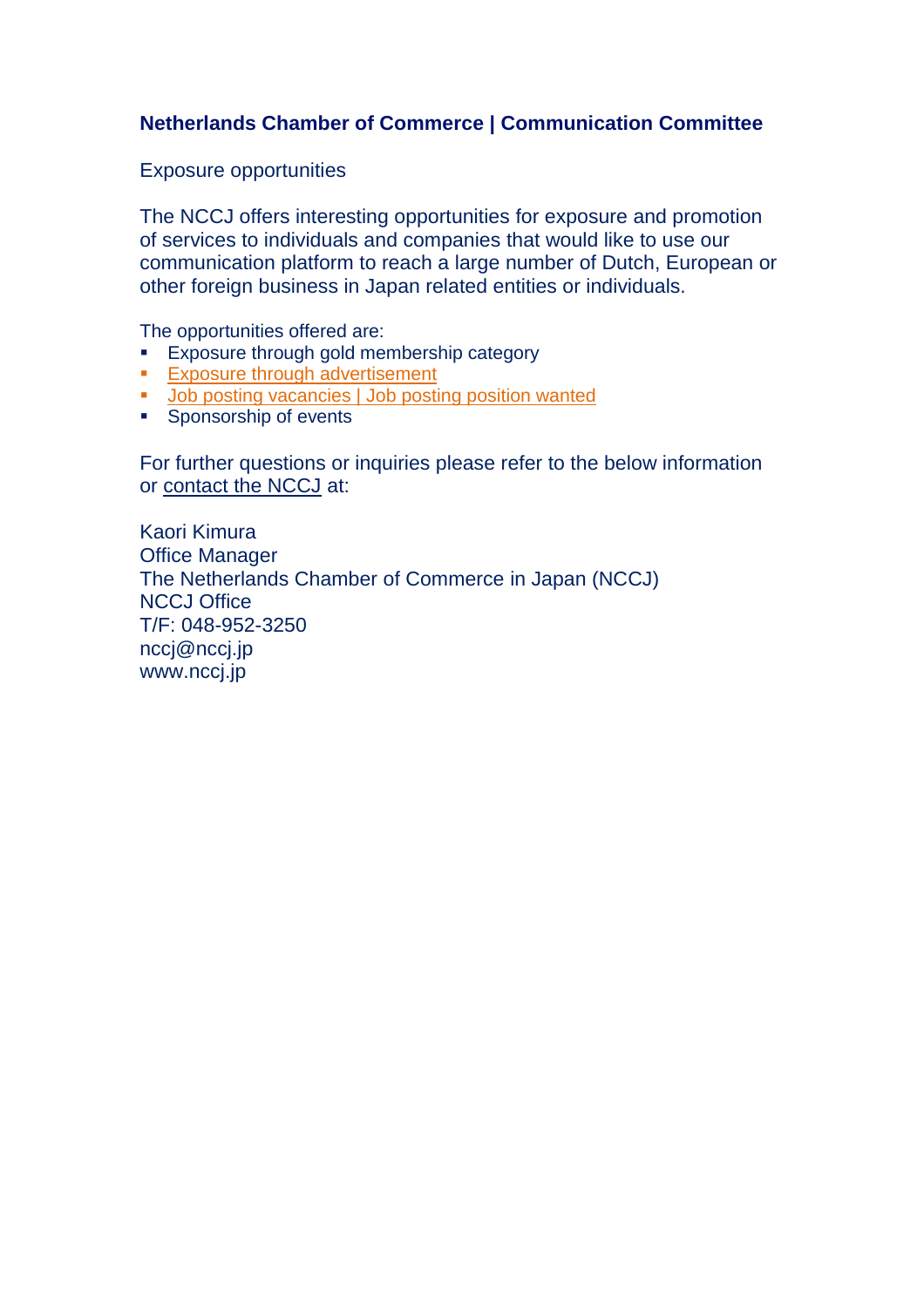## Netherlands Chamber of Commerce | Communication Committee

Exposure opportunities

The NCCJ offers interesting opportunities for exposure and promotion of services to individuals and companies that would like to use our communication platform to reach a large number of Dutch, European or other foreign business in Japan related entities or individuals.

The opportunities offered are:

- Exposure through gold membership category
- Exposure through advertisement
- Job posting vacancies | Job posting position wanted
- Sponsorship of events

For further questions or inquiries please refer to the below information or contact the NCCJ at:

Kaori Kimura
Office Manager
The Netherlands Chamber of Commerce in Japan (NCCJ)
NCCJ Office
T/F: 048-952-3250
nccj@nccj.jp
www.nccj.jp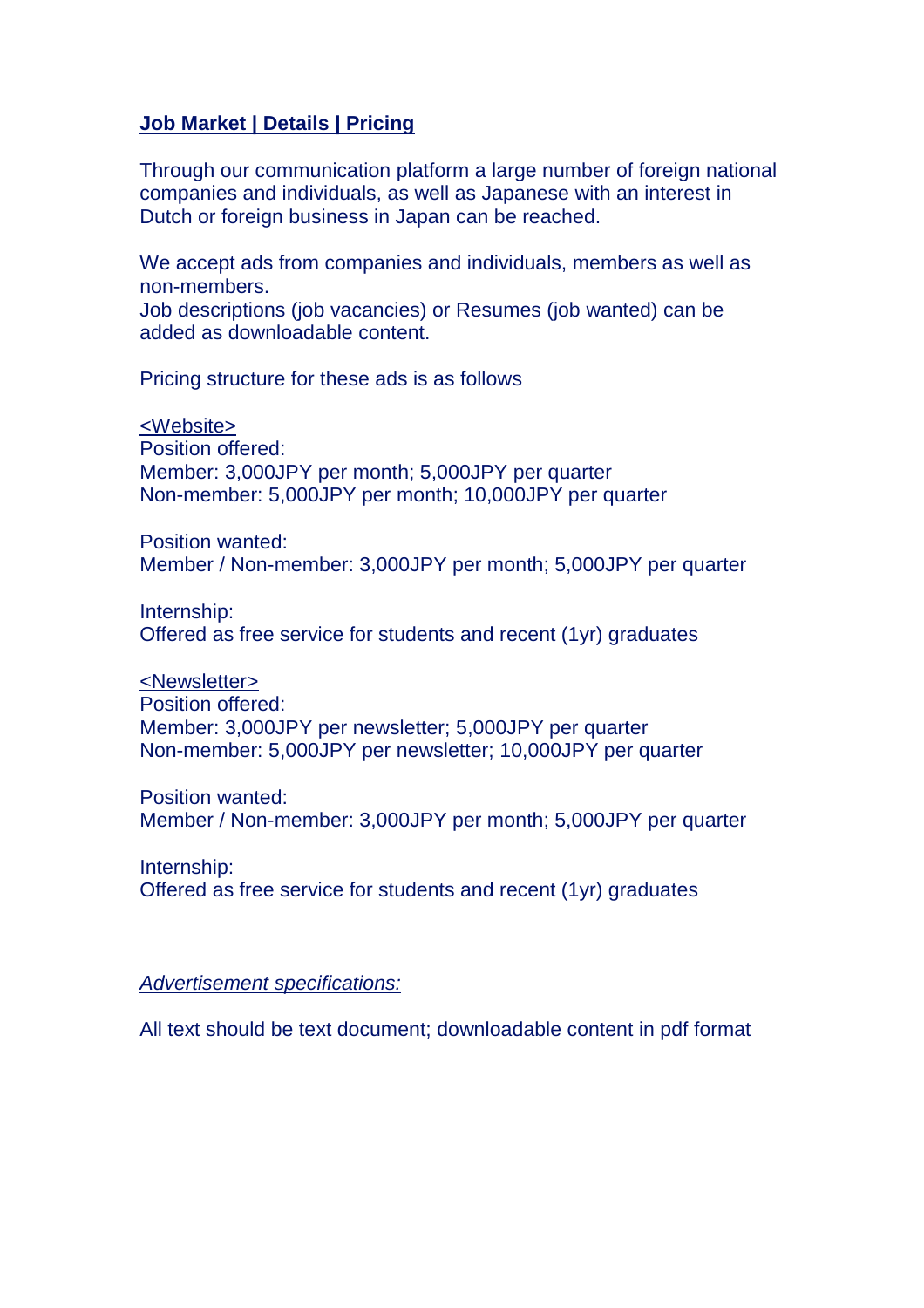## **Job Market | Details | Pricing**

Through our communication platform a large number of foreign national companies and individuals, as well as Japanese with an interest in Dutch or foreign business in Japan can be reached.

We accept ads from companies and individuals, members as well as non-members.
Job descriptions (job vacancies) or Resumes (job wanted) can be added as downloadable content.

Pricing structure for these ads is as follows

<Website>

Position offered:
Member: 3,000JPY per month; 5,000JPY per quarter
Non-member: 5,000JPY per month; 10,000JPY per quarter

Position wanted:
Member / Non-member: 3,000JPY per month; 5,000JPY per quarter

Internship:
Offered as free service for students and recent (1yr) graduates

<Newsletter>

Position offered:
Member: 3,000JPY per newsletter; 5,000JPY per quarter
Non-member: 5,000JPY per newsletter; 10,000JPY per quarter

Position wanted:
Member / Non-member: 3,000JPY per month; 5,000JPY per quarter

Internship:
Offered as free service for students and recent (1yr) graduates

*Advertisement specifications:*

All text should be text document; downloadable content in pdf format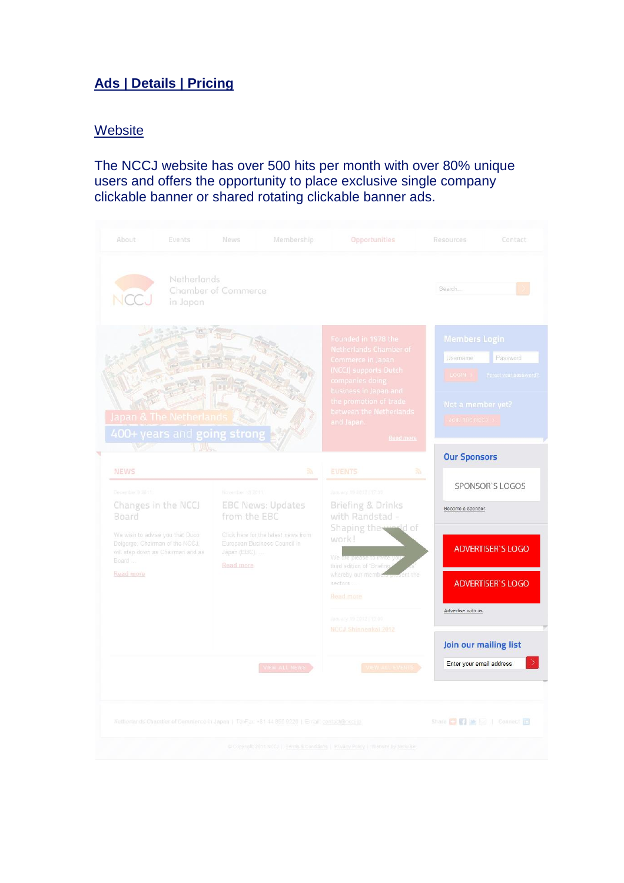## Ads | Details | Pricing

### Website

The NCCJ website has over 500 hits per month with over 80% unique users and offers the opportunity to place exclusive single company clickable banner or shared rotating clickable banner ads.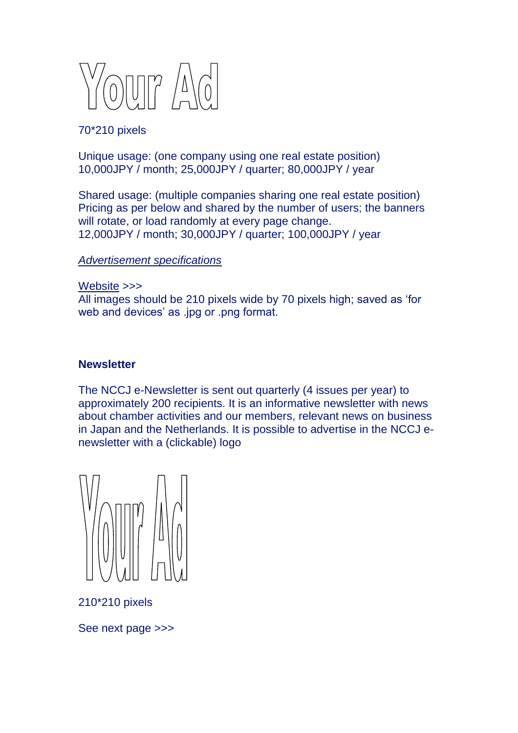Your Ad

70*210 pixels

Unique usage: (one company using one real estate position)
10,000JPY / month; 25,000JPY / quarter; 80,000JPY / year

Shared usage: (multiple companies sharing one real estate position)
Pricing as per below and shared by the number of users; the banners will rotate, or load randomly at every page change.
12,000JPY / month; 30,000JPY / quarter; 100,000JPY / year

*Advertisement specifications*

Website >>>
All images should be 210 pixels wide by 70 pixels high; saved as 'for web and devices' as .jpg or .png format.

**Newsletter**

The NCCJ e-Newsletter is sent out quarterly (4 issues per year) to approximately 200 recipients. It is an informative newsletter with news about chamber activities and our members, relevant news on business in Japan and the Netherlands. It is possible to advertise in the NCCJ e-newsletter with a (clickable) logo

Your Ad

210*210 pixels

See next page >>>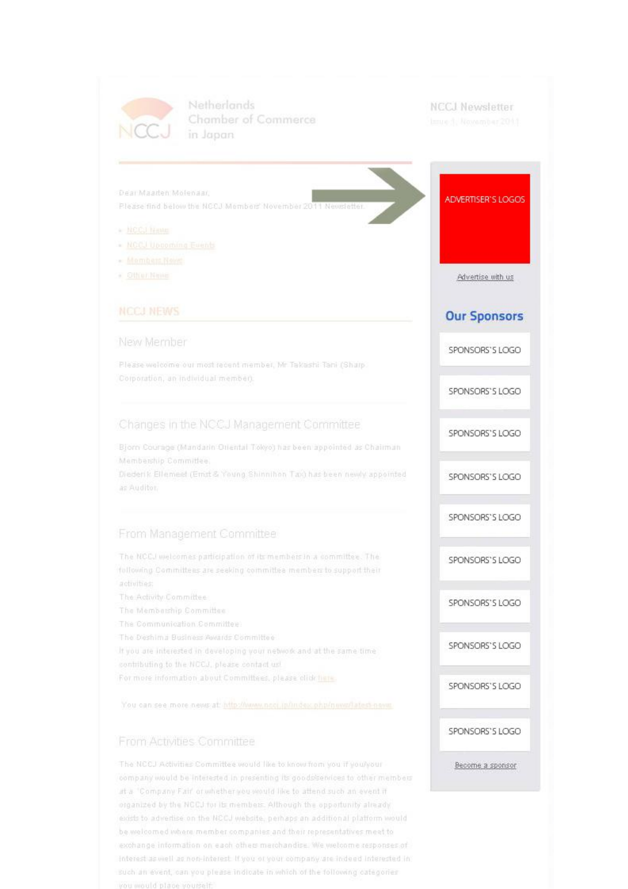Netherlands Chamber of Commerce in Japan

NCCJ Newsletter

Issue 1, November 2011

Dear Maarten Molenaar,

Please find below the NCCJ Members' November 2011 Newsletter.

- NCCJ News
- NCCJ Upcoming Events
- Members News
- Other News

## NCCJ NEWS

### New Member

Please welcome our most recent member, Mr Takashi Tani (Sharp Corporation, an individual member).

### Changes in the NCCJ Management Committee

Bjorn Courage (Mandarin Oriental Tokyo) has been appointed as Chairman Membership Committee.

Diederik Ellemeet (Ernst & Young Shinnihon Tax) has been newly appointed as Auditor.

### From Management Committee

The NCCJ welcomes participation of its members in a committee. The following Committees are seeking committee members to support their activities:

The Activity Committee

The Membership Committee

The Communication Committee

The Deshima Business Awards Committee

If you are interested in developing your network and at the same time contributing to the NCCJ, please contact us!

For more information about Committees, please click here.

You can see more news at: http://www.nccj.jp/index.php/news/latest-news

### From Activities Committee

The NCCJ Activities Committee would like to know from you if you/your company would be interested in presenting its goods/services to other members at a "Company Fair" or whether you would like to attend such an event if organized by the NCCJ for its members. Although the opportunity already exists to advertise on the NCCJ website, perhaps an additional platform would be welcomed where member companies and their representatives meet to exchange information on each others merchandise. We welcome responses of interest as well as non-interest. If you or your company are indeed interested in such an event, can you please indicate in which of the following categories you would place yourself:

ADVERTISER'S LOGOS

Advertise with us

## Our Sponsors

SPONSORS'S LOGO

SPONSORS'S LOGO

SPONSORS'S LOGO

SPONSORS'S LOGO

SPONSORS'S LOGO

SPONSORS'S LOGO

SPONSORS'S LOGO

SPONSORS'S LOGO

SPONSORS'S LOGO

SPONSORS'S LOGO

Become a sponsor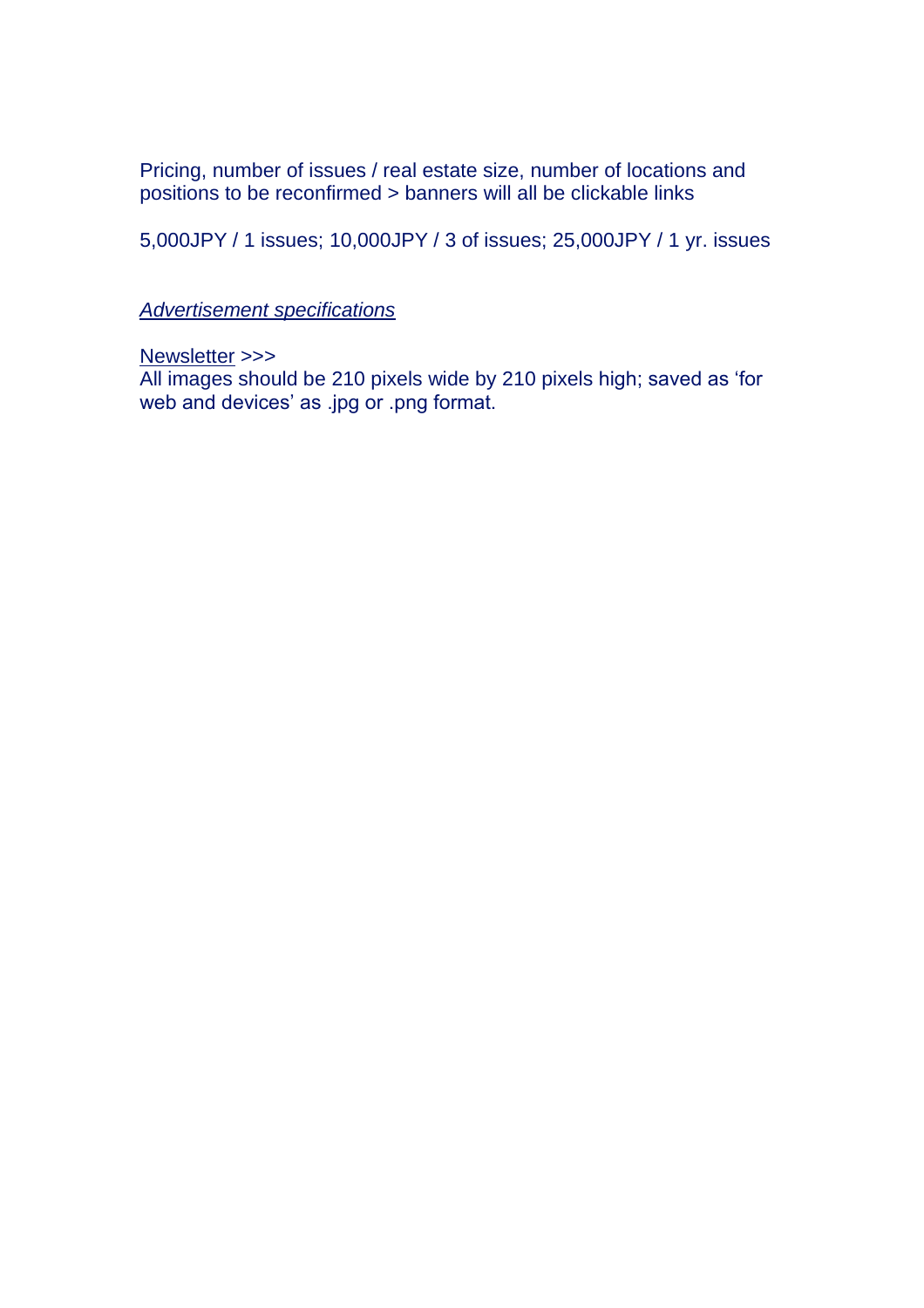Pricing, number of issues / real estate size, number of locations and positions to be reconfirmed > banners will all be clickable links

5,000JPY / 1 issues; 10,000JPY / 3 of issues; 25,000JPY / 1 yr. issues

*Advertisement specifications*

Newsletter >>>
All images should be 210 pixels wide by 210 pixels high; saved as 'for web and devices' as .jpg or .png format.